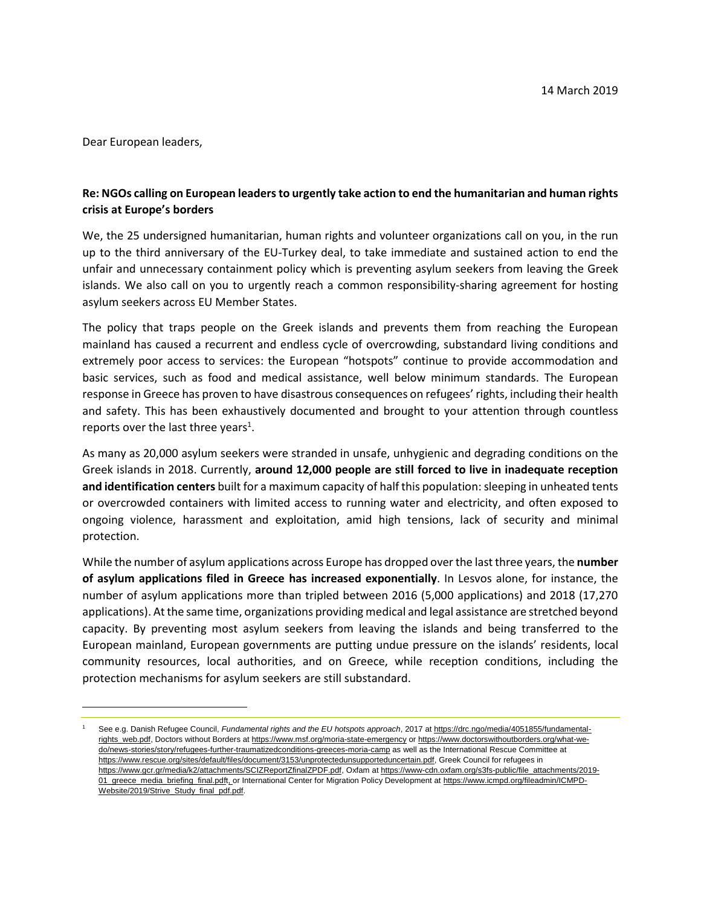14 March 2019

Dear European leaders,

**Re: NGOs calling on European leaders to urgently take action to end the humanitarian and human rights crisis at Europe's borders**

We, the 25 undersigned humanitarian, human rights and volunteer organizations call on you, in the run up to the third anniversary of the EU-Turkey deal, to take immediate and sustained action to end the unfair and unnecessary containment policy which is preventing asylum seekers from leaving the Greek islands. We also call on you to urgently reach a common responsibility-sharing agreement for hosting asylum seekers across EU Member States.

The policy that traps people on the Greek islands and prevents them from reaching the European mainland has caused a recurrent and endless cycle of overcrowding, substandard living conditions and extremely poor access to services: the European "hotspots" continue to provide accommodation and basic services, such as food and medical assistance, well below minimum standards. The European response in Greece has proven to have disastrous consequences on refugees' rights, including their health and safety. This has been exhaustively documented and brought to your attention through countless reports over the last three years[1].

As many as 20,000 asylum seekers were stranded in unsafe, unhygienic and degrading conditions on the Greek islands in 2018. Currently, **around 12,000 people are still forced to live in inadequate reception and identification centers** built for a maximum capacity of half this population: sleeping in unheated tents or overcrowded containers with limited access to running water and electricity, and often exposed to ongoing violence, harassment and exploitation, amid high tensions, lack of security and minimal protection.

While the number of asylum applications across Europe has dropped over the last three years, the **number of asylum applications filed in Greece has increased exponentially**. In Lesvos alone, for instance, the number of asylum applications more than tripled between 2016 (5,000 applications) and 2018 (17,270 applications). At the same time, organizations providing medical and legal assistance are stretched beyond capacity. By preventing most asylum seekers from leaving the islands and being transferred to the European mainland, European governments are putting undue pressure on the islands' residents, local community resources, local authorities, and on Greece, while reception conditions, including the protection mechanisms for asylum seekers are still substandard.

---

[1] See e.g. Danish Refugee Council, *Fundamental rights and the EU hotspots approach*, 2017 at https://drc.ngo/media/4051855/fundamental-rights_web.pdf, Doctors without Borders at https://www.msf.org/moria-state-emergency or https://www.doctorswithoutborders.org/what-we-do/news-stories/story/refugees-further-traumatizedconditions-greeces-moria-camp as well as the International Rescue Committee at https://www.rescue.org/sites/default/files/document/3153/unprotectedunsupporteduncertain.pdf, Greek Council for refugees in https://www.gcr.gr/media/k2/attachments/SCIZReportZfinalZPDF.pdf, Oxfam at https://www-cdn.oxfam.org/s3fs-public/file_attachments/2019-01_greece_media_briefing_final.pdft, or International Center for Migration Policy Development at https://www.icmpd.org/fileadmin/ICMPD-Website/2019/Strive_Study_final_pdf.pdf.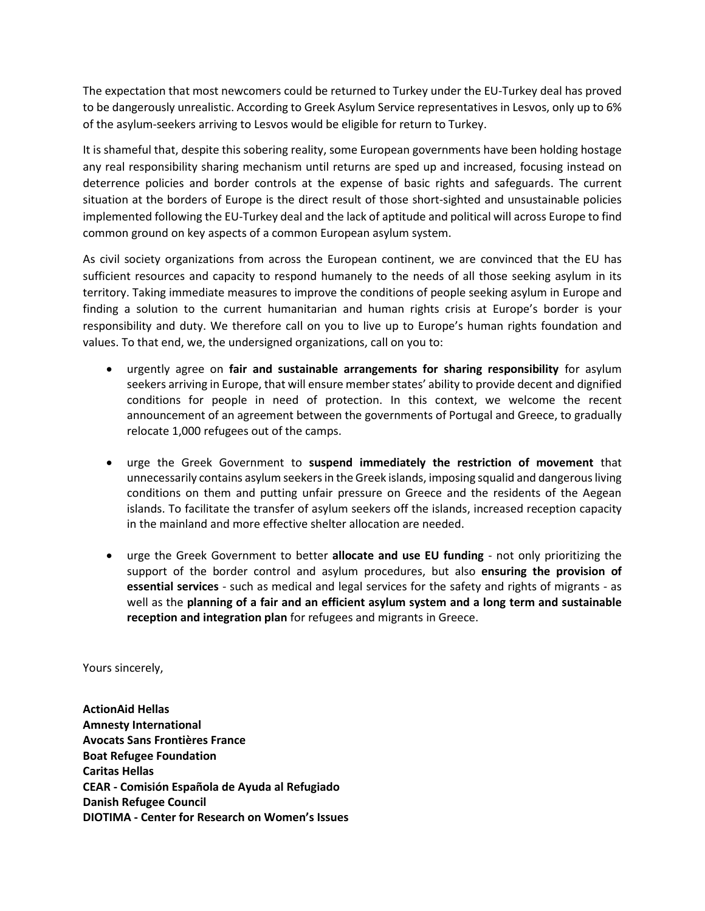The expectation that most newcomers could be returned to Turkey under the EU-Turkey deal has proved to be dangerously unrealistic. According to Greek Asylum Service representatives in Lesvos, only up to 6% of the asylum-seekers arriving to Lesvos would be eligible for return to Turkey.

It is shameful that, despite this sobering reality, some European governments have been holding hostage any real responsibility sharing mechanism until returns are sped up and increased, focusing instead on deterrence policies and border controls at the expense of basic rights and safeguards. The current situation at the borders of Europe is the direct result of those short-sighted and unsustainable policies implemented following the EU-Turkey deal and the lack of aptitude and political will across Europe to find common ground on key aspects of a common European asylum system.

As civil society organizations from across the European continent, we are convinced that the EU has sufficient resources and capacity to respond humanely to the needs of all those seeking asylum in its territory. Taking immediate measures to improve the conditions of people seeking asylum in Europe and finding a solution to the current humanitarian and human rights crisis at Europe's border is your responsibility and duty. We therefore call on you to live up to Europe's human rights foundation and values. To that end, we, the undersigned organizations, call on you to:

- urgently agree on **fair and sustainable arrangements for sharing responsibility** for asylum seekers arriving in Europe, that will ensure member states' ability to provide decent and dignified conditions for people in need of protection. In this context, we welcome the recent announcement of an agreement between the governments of Portugal and Greece, to gradually relocate 1,000 refugees out of the camps.

- urge the Greek Government to **suspend immediately the restriction of movement** that unnecessarily contains asylum seekers in the Greek islands, imposing squalid and dangerous living conditions on them and putting unfair pressure on Greece and the residents of the Aegean islands. To facilitate the transfer of asylum seekers off the islands, increased reception capacity in the mainland and more effective shelter allocation are needed.

- urge the Greek Government to better **allocate and use EU funding** - not only prioritizing the support of the border control and asylum procedures, but also **ensuring the provision of essential services** - such as medical and legal services for the safety and rights of migrants - as well as the **planning of a fair and an efficient asylum system and a long term and sustainable reception and integration plan** for refugees and migrants in Greece.

Yours sincerely,

**ActionAid Hellas**
**Amnesty International**
**Avocats Sans Frontières France**
**Boat Refugee Foundation**
**Caritas Hellas**
**CEAR - Comisión Española de Ayuda al Refugiado**
**Danish Refugee Council**
**DIOTIMA - Center for Research on Women's Issues**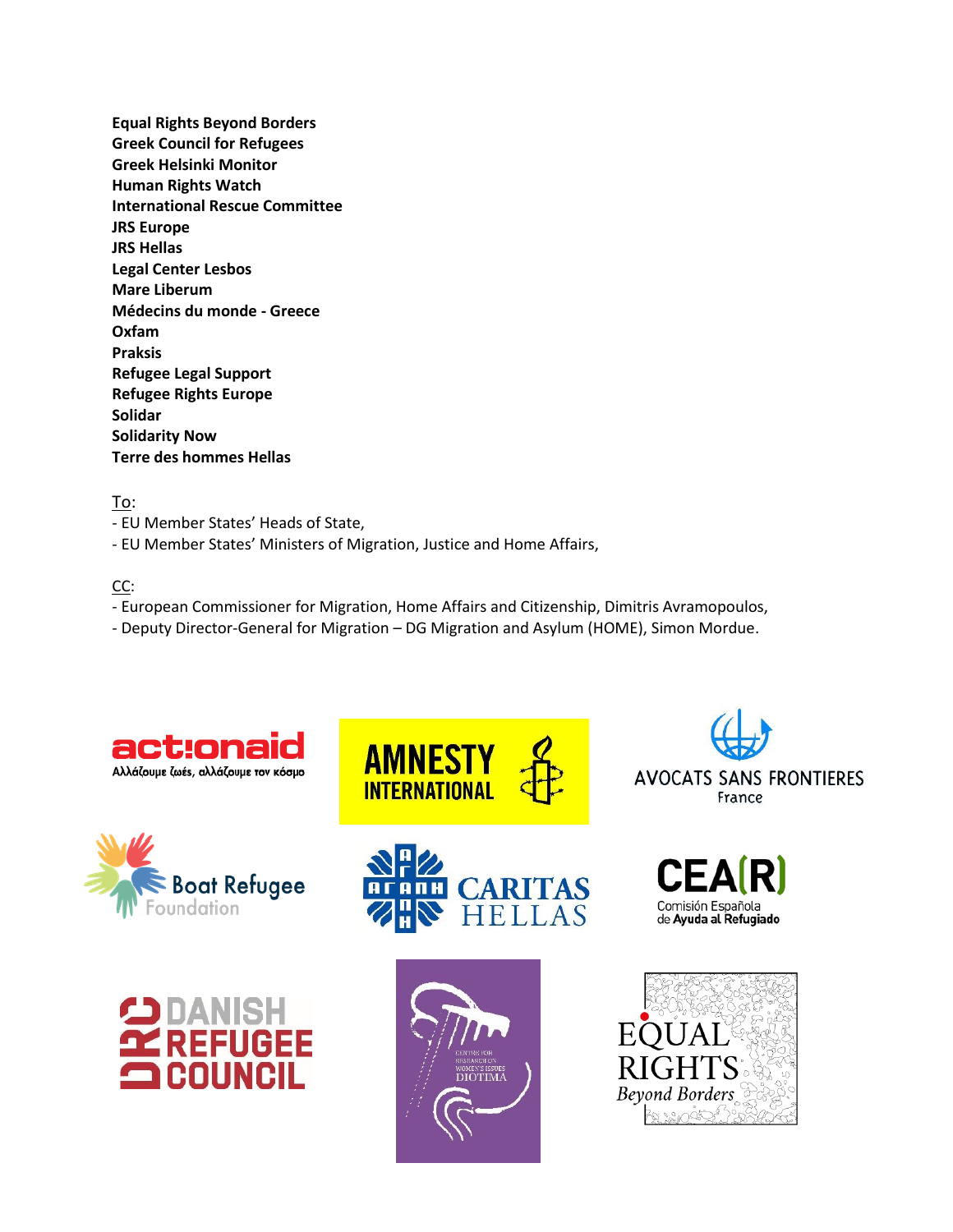**Equal Rights Beyond Borders**
**Greek Council for Refugees**
**Greek Helsinki Monitor**
**Human Rights Watch**
**International Rescue Committee**
**JRS Europe**
**JRS Hellas**
**Legal Center Lesbos**
**Mare Liberum**
**Médecins du monde - Greece**
**Oxfam**
**Praksis**
**Refugee Legal Support**
**Refugee Rights Europe**
**Solidar**
**Solidarity Now**
**Terre des hommes Hellas**

To:
- EU Member States' Heads of State,
- EU Member States' Ministers of Migration, Justice and Home Affairs,

CC:
- European Commissioner for Migration, Home Affairs and Citizenship, Dimitris Avramopoulos,
- Deputy Director-General for Migration – DG Migration and Asylum (HOME), Simon Mordue.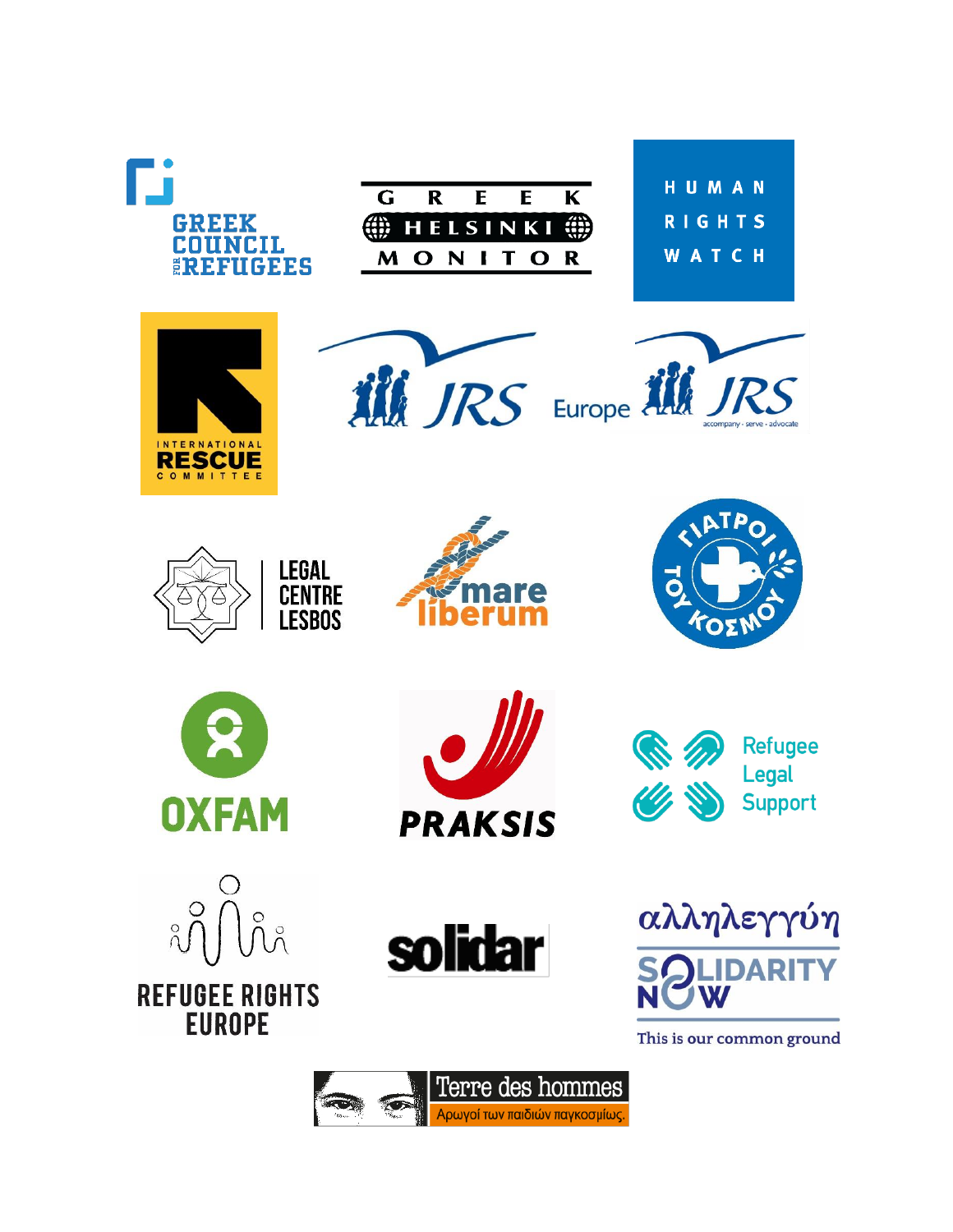GREEK COUNCIL FOR REFUGEES

GREEK HELSINKI MONITOR

HUMAN RIGHTS WATCH

INTERNATIONAL RESCUE COMMITTEE

JRS

Europe JRS accompany · serve · advocate

LEGAL CENTRE LESBOS

mare liberum

ΓΙΑΤΡΟΙ ΤΟΥ ΚΟΣΜΟΥ

OXFAM

PRAKSIS

Refugee Legal Support

REFUGEE RIGHTS EUROPE

solidar

αλληλεγγύη SOLIDARITY NOW

This is our common ground

Terre des hommes

Αρωγοί των παιδιών παγκοσμίως.